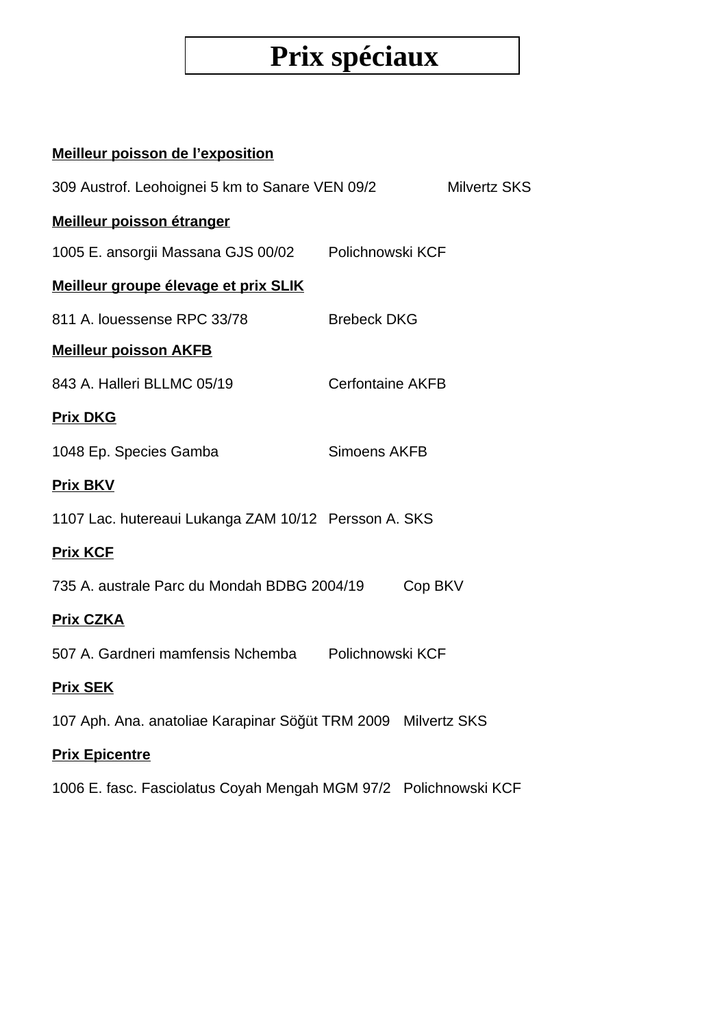# Prix spéciaux

**Meilleur poisson de l'exposition**

309 Austrof. Leohoignei 5 km to Sanare VEN 09/2 Milvertz SKS

**Meilleur poisson étranger**

1005 E. ansorgii Massana GJS 00/02 Polichnowski KCF

**Meilleur groupe élevage et prix SLIK**

811 A. louessense RPC 33/78 Brebeck DKG

**Meilleur poisson AKFB**

843 A. Halleri BLLMC 05/19 Cerfontaine AKFB

**Prix DKG**

1048 Ep. Species Gamba Simoens AKFB

**Prix BKV**

1107 Lac. hutereaui Lukanga ZAM 10/12 Persson A. SKS

**Prix KCF**

735 A. australe Parc du Mondah BDBG 2004/19 Cop BKV

**Prix CZKA**

507 A. Gardneri mamfensis Nchemba Polichnowski KCF

**Prix SEK**

107 Aph. Ana. anatoliae Karapinar Söğüt TRM 2009 Milvertz SKS

**Prix Epicentre**

1006 E. fasc. Fasciolatus Coyah Mengah MGM 97/2 Polichnowski KCF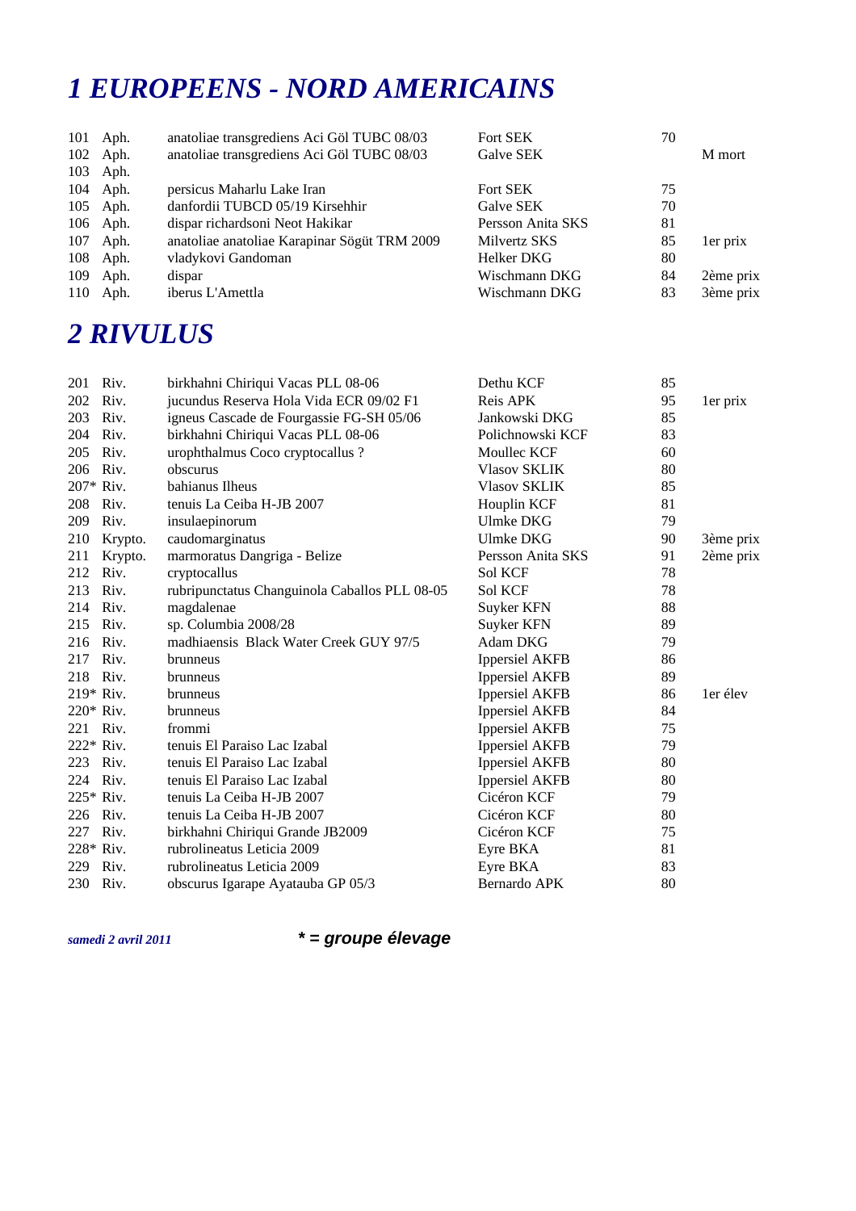# 1 EUROPEENS - NORD AMERICAINS

| | | | | | |
|---|---|---|---|---|---|
| 101 | Aph. | anatoliae transgrediens Aci Göl TUBC 08/03 | Fort SEK | 70 | |
| 102 | Aph. | anatoliae transgrediens Aci Göl TUBC 08/03 | Galve SEK | | M mort |
| 103 | Aph. | | | | |
| 104 | Aph. | persicus Maharlu Lake Iran | Fort SEK | 75 | |
| 105 | Aph. | danfordii TUBCD 05/19 Kirsehhir | Galve SEK | 70 | |
| 106 | Aph. | dispar richardsoni Neot Hakikar | Persson Anita SKS | 81 | |
| 107 | Aph. | anatoliae anatoliae Karapinar Sögüt TRM 2009 | Milvertz SKS | 85 | 1er prix |
| 108 | Aph. | vladykovi Gandoman | Helker DKG | 80 | |
| 109 | Aph. | dispar | Wischmann DKG | 84 | 2ème prix |
| 110 | Aph. | iberus L'Amettla | Wischmann DKG | 83 | 3ème prix |

# 2 RIVULUS

| | | | | | |
|---|---|---|---|---|---|
| 201 | Riv. | birkhahni Chiriqui Vacas PLL 08-06 | Dethu KCF | 85 | |
| 202 | Riv. | jucundus Reserva Hola Vida ECR 09/02 F1 | Reis APK | 95 | 1er prix |
| 203 | Riv. | igneus Cascade de Fourgassie FG-SH 05/06 | Jankowski DKG | 85 | |
| 204 | Riv. | birkhahni Chiriqui Vacas PLL 08-06 | Polichnowski KCF | 83 | |
| 205 | Riv. | urophthalmus Coco cryptocallus ? | Moullec KCF | 60 | |
| 206 | Riv. | obscurus | Vlasov SKLIK | 80 | |
| 207* | Riv. | bahianus Ilheus | Vlasov SKLIK | 85 | |
| 208 | Riv. | tenuis La Ceiba H-JB 2007 | Houplin KCF | 81 | |
| 209 | Riv. | insulaepinorum | Ulmke DKG | 79 | |
| 210 | Krypto. | caudomarginatus | Ulmke DKG | 90 | 3ème prix |
| 211 | Krypto. | marmoratus Dangriga - Belize | Persson Anita SKS | 91 | 2ème prix |
| 212 | Riv. | cryptocallus | Sol KCF | 78 | |
| 213 | Riv. | rubripunctatus Changuinola Caballos PLL 08-05 | Sol KCF | 78 | |
| 214 | Riv. | magdalenae | Suyker KFN | 88 | |
| 215 | Riv. | sp. Columbia 2008/28 | Suyker KFN | 89 | |
| 216 | Riv. | madhiaensis Black Water Creek GUY 97/5 | Adam DKG | 79 | |
| 217 | Riv. | brunneus | Ippersiel AKFB | 86 | |
| 218 | Riv. | brunneus | Ippersiel AKFB | 89 | |
| 219* | Riv. | brunneus | Ippersiel AKFB | 86 | 1er élev |
| 220* | Riv. | brunneus | Ippersiel AKFB | 84 | |
| 221 | Riv. | frommi | Ippersiel AKFB | 75 | |
| 222* | Riv. | tenuis El Paraiso Lac Izabal | Ippersiel AKFB | 79 | |
| 223 | Riv. | tenuis El Paraiso Lac Izabal | Ippersiel AKFB | 80 | |
| 224 | Riv. | tenuis El Paraiso Lac Izabal | Ippersiel AKFB | 80 | |
| 225* | Riv. | tenuis La Ceiba H-JB 2007 | Cicéron KCF | 79 | |
| 226 | Riv. | tenuis La Ceiba H-JB 2007 | Cicéron KCF | 80 | |
| 227 | Riv. | birkhahni Chiriqui Grande JB2009 | Cicéron KCF | 75 | |
| 228* | Riv. | rubrolineatus Leticia 2009 | Eyre BKA | 81 | |
| 229 | Riv. | rubrolineatus Leticia 2009 | Eyre BKA | 83 | |
| 230 | Riv. | obscurus Igarape Ayatauba GP 05/3 | Bernardo APK | 80 | |

***samedi 2 avril 2011*** ***\* = groupe élevage***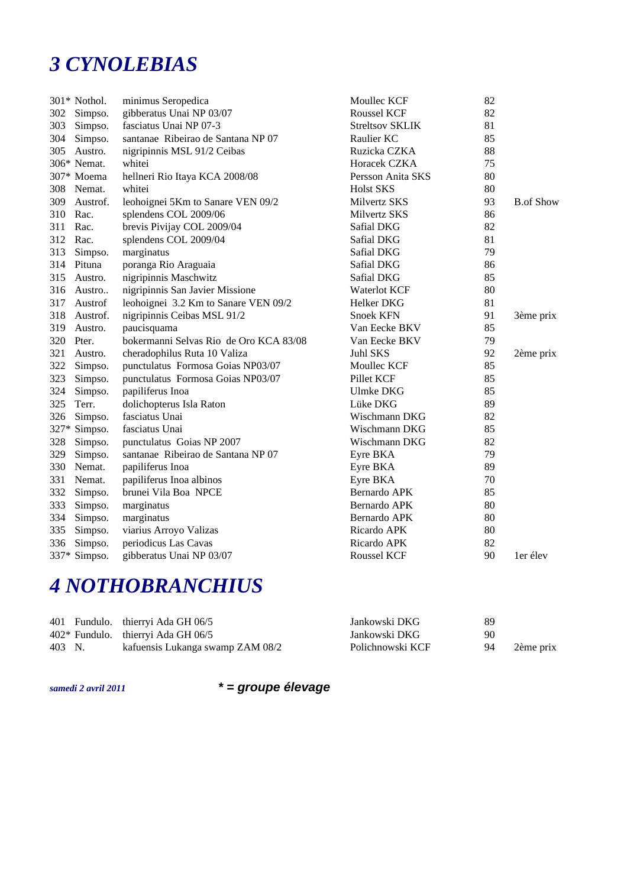# 3 CYNOLEBIAS

| | | | | | |
|---|---|---|---|---|---|
| 301* | Nothol. | minimus Seropedica | Moullec KCF | 82 | |
| 302 | Simpso. | gibberatus Unai NP 03/07 | Roussel KCF | 82 | |
| 303 | Simpso. | fasciatus Unai NP 07-3 | Streltsov SKLIK | 81 | |
| 304 | Simpso. | santanae Ribeirao de Santana NP 07 | Raulier KC | 85 | |
| 305 | Austro. | nigripinnis MSL 91/2 Ceibas | Ruzicka CZKA | 88 | |
| 306* | Nemat. | whitei | Horacek CZKA | 75 | |
| 307* | Moema | hellneri Rio Itaya KCA 2008/08 | Persson Anita SKS | 80 | |
| 308 | Nemat. | whitei | Holst SKS | 80 | |
| 309 | Austrof. | leohoignei 5Km to Sanare VEN 09/2 | Milvertz SKS | 93 | B.of Show |
| 310 | Rac. | splendens COL 2009/06 | Milvertz SKS | 86 | |
| 311 | Rac. | brevis Pivijay COL 2009/04 | Safial DKG | 82 | |
| 312 | Rac. | splendens COL 2009/04 | Safial DKG | 81 | |
| 313 | Simpso. | marginatus | Safial DKG | 79 | |
| 314 | Pituna | poranga Rio Araguaia | Safial DKG | 86 | |
| 315 | Austro. | nigripinnis Maschwitz | Safial DKG | 85 | |
| 316 | Austro.. | nigripinnis San Javier Missione | Waterlot KCF | 80 | |
| 317 | Austrof | leohoignei 3.2 Km to Sanare VEN 09/2 | Helker DKG | 81 | |
| 318 | Austrof. | nigripinnis Ceibas MSL 91/2 | Snoek KFN | 91 | 3ème prix |
| 319 | Austro. | paucisquama | Van Eecke BKV | 85 | |
| 320 | Pter. | bokermanni Selvas Rio de Oro KCA 83/08 | Van Eecke BKV | 79 | |
| 321 | Austro. | cheradophilus Ruta 10 Valiza | Juhl SKS | 92 | 2ème prix |
| 322 | Simpso. | punctulatus Formosa Goias NP03/07 | Moullec KCF | 85 | |
| 323 | Simpso. | punctulatus Formosa Goias NP03/07 | Pillet KCF | 85 | |
| 324 | Simpso. | papiliferus Inoa | Ulmke DKG | 85 | |
| 325 | Terr. | dolichopterus Isla Raton | Lüke DKG | 89 | |
| 326 | Simpso. | fasciatus Unai | Wischmann DKG | 82 | |
| 327* | Simpso. | fasciatus Unai | Wischmann DKG | 85 | |
| 328 | Simpso. | punctulatus Goias NP 2007 | Wischmann DKG | 82 | |
| 329 | Simpso. | santanae Ribeirao de Santana NP 07 | Eyre BKA | 79 | |
| 330 | Nemat. | papiliferus Inoa | Eyre BKA | 89 | |
| 331 | Nemat. | papiliferus Inoa albinos | Eyre BKA | 70 | |
| 332 | Simpso. | brunei Vila Boa NPCE | Bernardo APK | 85 | |
| 333 | Simpso. | marginatus | Bernardo APK | 80 | |
| 334 | Simpso. | marginatus | Bernardo APK | 80 | |
| 335 | Simpso. | viarius Arroyo Valizas | Ricardo APK | 80 | |
| 336 | Simpso. | periodicus Las Cavas | Ricardo APK | 82 | |
| 337* | Simpso. | gibberatus Unai NP 03/07 | Roussel KCF | 90 | 1er élev |

# 4 NOTHOBRANCHIUS

| | | | | | |
|---|---|---|---|---|---|
| 401 | Fundulo. | thierryi Ada GH 06/5 | Jankowski DKG | 89 | |
| 402* | Fundulo. | thierryi Ada GH 06/5 | Jankowski DKG | 90 | |
| 403 | N. | kafuensis Lukanga swamp ZAM 08/2 | Polichnowski KCF | 94 | 2ème prix |

*samedi 2 avril 2011*

***\* = groupe élevage***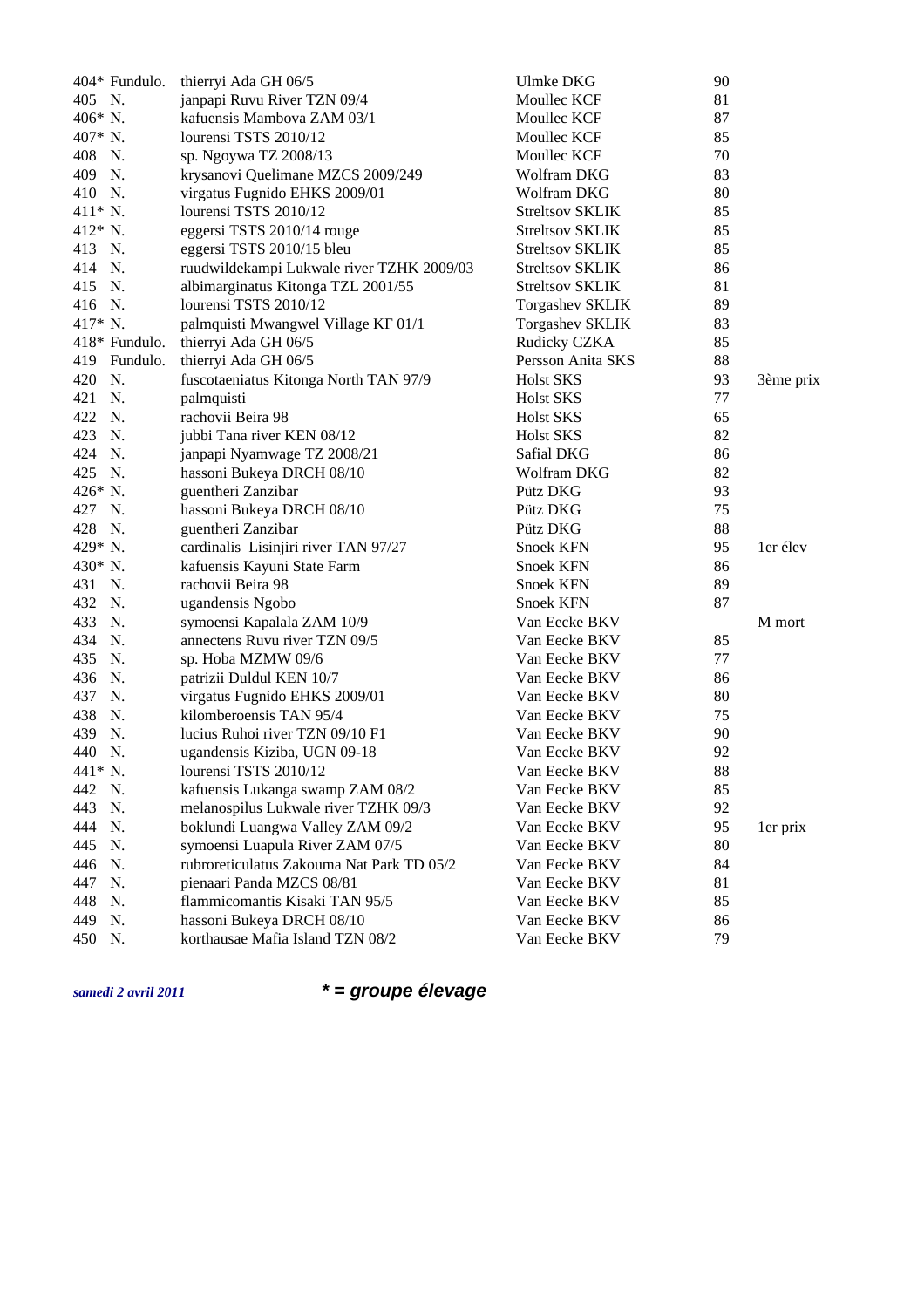| | | | | | |
|---|---|---|---|---|---|
| 404* | Fundulo. | thierryi Ada GH 06/5 | Ulmke DKG | 90 | |
| 405 | N. | janpapi Ruvu River TZN 09/4 | Moullec KCF | 81 | |
| 406* | N. | kafuensis Mambova ZAM 03/1 | Moullec KCF | 87 | |
| 407* | N. | lourensi TSTS 2010/12 | Moullec KCF | 85 | |
| 408 | N. | sp. Ngoywa TZ 2008/13 | Moullec KCF | 70 | |
| 409 | N. | krysanovi Quelimane MZCS 2009/249 | Wolfram DKG | 83 | |
| 410 | N. | virgatus Fugnido EHKS 2009/01 | Wolfram DKG | 80 | |
| 411* | N. | lourensi TSTS 2010/12 | Streltsov SKLIK | 85 | |
| 412* | N. | eggersi TSTS 2010/14 rouge | Streltsov SKLIK | 85 | |
| 413 | N. | eggersi TSTS 2010/15 bleu | Streltsov SKLIK | 85 | |
| 414 | N. | ruudwildekampi Lukwale river TZHK 2009/03 | Streltsov SKLIK | 86 | |
| 415 | N. | albimarginatus Kitonga TZL 2001/55 | Streltsov SKLIK | 81 | |
| 416 | N. | lourensi TSTS 2010/12 | Torgashev SKLIK | 89 | |
| 417* | N. | palmquisti Mwangwel Village KF 01/1 | Torgashev SKLIK | 83 | |
| 418* | Fundulo. | thierryi Ada GH 06/5 | Rudicky CZKA | 85 | |
| 419 | Fundulo. | thierryi Ada GH 06/5 | Persson Anita SKS | 88 | |
| 420 | N. | fuscotaeniatus Kitonga North TAN 97/9 | Holst SKS | 93 | 3ème prix |
| 421 | N. | palmquisti | Holst SKS | 77 | |
| 422 | N. | rachovii Beira 98 | Holst SKS | 65 | |
| 423 | N. | jubbi Tana river KEN 08/12 | Holst SKS | 82 | |
| 424 | N. | janpapi Nyamwage TZ 2008/21 | Safial DKG | 86 | |
| 425 | N. | hassoni Bukeya DRCH 08/10 | Wolfram DKG | 82 | |
| 426* | N. | guentheri Zanzibar | Pütz DKG | 93 | |
| 427 | N. | hassoni Bukeya DRCH 08/10 | Pütz DKG | 75 | |
| 428 | N. | guentheri Zanzibar | Pütz DKG | 88 | |
| 429* | N. | cardinalis Lisinjiri river TAN 97/27 | Snoek KFN | 95 | 1er élev |
| 430* | N. | kafuensis Kayuni State Farm | Snoek KFN | 86 | |
| 431 | N. | rachovii Beira 98 | Snoek KFN | 89 | |
| 432 | N. | ugandensis Ngobo | Snoek KFN | 87 | |
| 433 | N. | symoensi Kapalala ZAM 10/9 | Van Eecke BKV | | M mort |
| 434 | N. | annectens Ruvu river TZN 09/5 | Van Eecke BKV | 85 | |
| 435 | N. | sp. Hoba MZMW 09/6 | Van Eecke BKV | 77 | |
| 436 | N. | patrizii Duldul KEN 10/7 | Van Eecke BKV | 86 | |
| 437 | N. | virgatus Fugnido EHKS 2009/01 | Van Eecke BKV | 80 | |
| 438 | N. | kilomberoensis TAN 95/4 | Van Eecke BKV | 75 | |
| 439 | N. | lucius Ruhoi river TZN 09/10 F1 | Van Eecke BKV | 90 | |
| 440 | N. | ugandensis Kiziba, UGN 09-18 | Van Eecke BKV | 92 | |
| 441* | N. | lourensi TSTS 2010/12 | Van Eecke BKV | 88 | |
| 442 | N. | kafuensis Lukanga swamp ZAM 08/2 | Van Eecke BKV | 85 | |
| 443 | N. | melanospilus Lukwale river TZHK 09/3 | Van Eecke BKV | 92 | |
| 444 | N. | boklundi Luangwa Valley ZAM 09/2 | Van Eecke BKV | 95 | 1er prix |
| 445 | N. | symoensi Luapula River ZAM 07/5 | Van Eecke BKV | 80 | |
| 446 | N. | rubroreticulatus Zakouma Nat Park TD 05/2 | Van Eecke BKV | 84 | |
| 447 | N. | pienaari Panda MZCS 08/81 | Van Eecke BKV | 81 | |
| 448 | N. | flammicomantis Kisaki TAN 95/5 | Van Eecke BKV | 85 | |
| 449 | N. | hassoni Bukeya DRCH 08/10 | Van Eecke BKV | 86 | |
| 450 | N. | korthausae Mafia Island TZN 08/2 | Van Eecke BKV | 79 | |

***samedi 2 avril 2011*** ***\* = groupe élevage***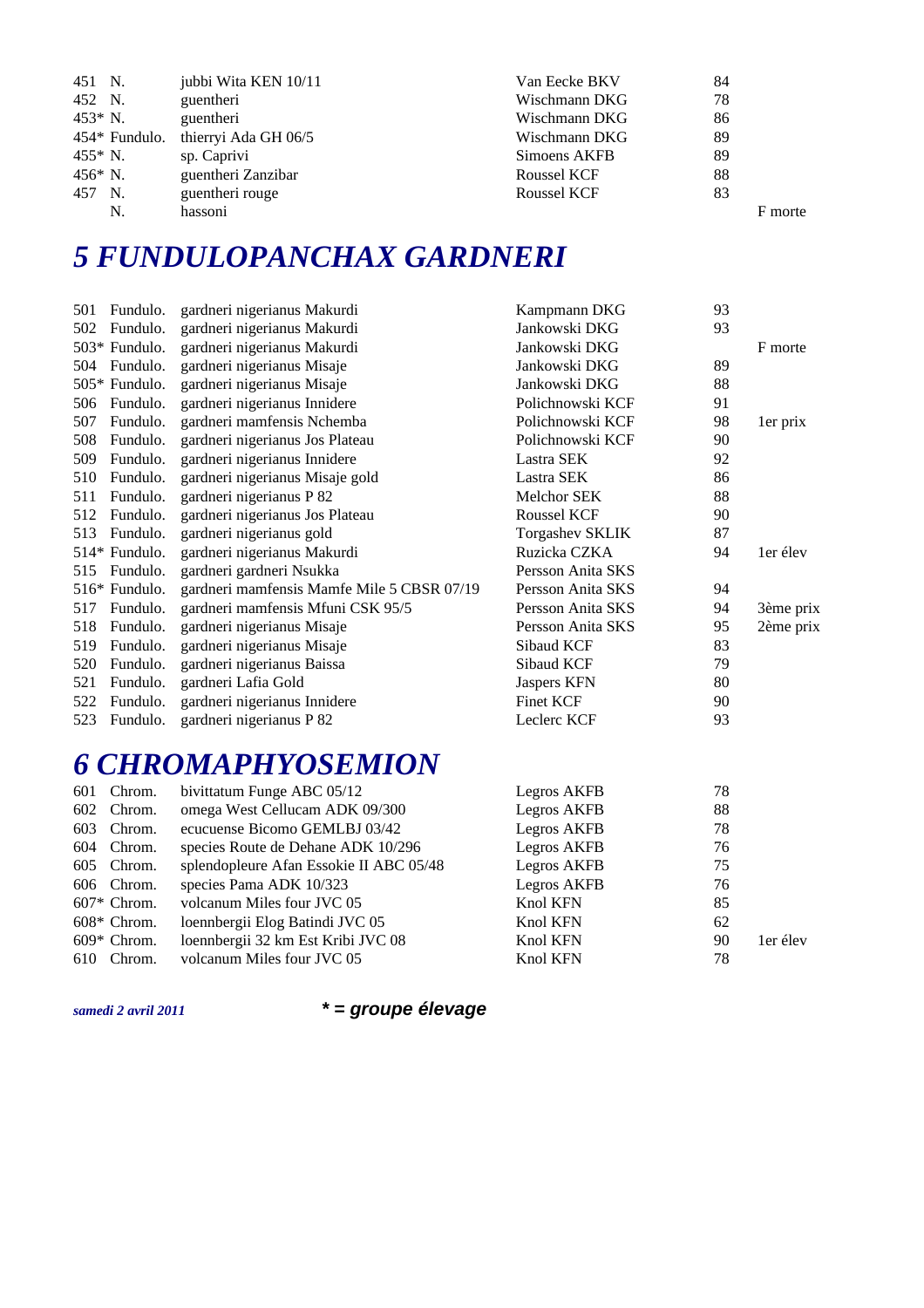| | | | | | |
|---|---|---|---|---|---|
| 451 | N. | jubbi Wita KEN 10/11 | Van Eecke BKV | 84 | |
| 452 | N. | guentheri | Wischmann DKG | 78 | |
| 453* | N. | guentheri | Wischmann DKG | 86 | |
| 454* | Fundulo. | thierryi Ada GH 06/5 | Wischmann DKG | 89 | |
| 455* | N. | sp. Caprivi | Simoens AKFB | 89 | |
| 456* | N. | guentheri Zanzibar | Roussel KCF | 88 | |
| 457 | N. | guentheri rouge | Roussel KCF | 83 | |
| | N. | hassoni | | | F morte |

# *5 FUNDULOPANCHAX GARDNERI*

| | | | | | |
|---|---|---|---|---|---|
| 501 | Fundulo. | gardneri nigerianus Makurdi | Kampmann DKG | 93 | |
| 502 | Fundulo. | gardneri nigerianus Makurdi | Jankowski DKG | 93 | |
| 503* | Fundulo. | gardneri nigerianus Makurdi | Jankowski DKG | | F morte |
| 504 | Fundulo. | gardneri nigerianus Misaje | Jankowski DKG | 89 | |
| 505* | Fundulo. | gardneri nigerianus Misaje | Jankowski DKG | 88 | |
| 506 | Fundulo. | gardneri nigerianus Innidere | Polichnowski KCF | 91 | |
| 507 | Fundulo. | gardneri mamfensis Nchemba | Polichnowski KCF | 98 | 1er prix |
| 508 | Fundulo. | gardneri nigerianus Jos Plateau | Polichnowski KCF | 90 | |
| 509 | Fundulo. | gardneri nigerianus Innidere | Lastra SEK | 92 | |
| 510 | Fundulo. | gardneri nigerianus Misaje gold | Lastra SEK | 86 | |
| 511 | Fundulo. | gardneri nigerianus P 82 | Melchor SEK | 88 | |
| 512 | Fundulo. | gardneri nigerianus Jos Plateau | Roussel KCF | 90 | |
| 513 | Fundulo. | gardneri nigerianus gold | Torgashev SKLIK | 87 | |
| 514* | Fundulo. | gardneri nigerianus Makurdi | Ruzicka CZKA | 94 | 1er élev |
| 515 | Fundulo. | gardneri gardneri Nsukka | Persson Anita SKS | | |
| 516* | Fundulo. | gardneri mamfensis Mamfe Mile 5 CBSR 07/19 | Persson Anita SKS | 94 | |
| 517 | Fundulo. | gardneri mamfensis Mfuni CSK 95/5 | Persson Anita SKS | 94 | 3ème prix |
| 518 | Fundulo. | gardneri nigerianus Misaje | Persson Anita SKS | 95 | 2ème prix |
| 519 | Fundulo. | gardneri nigerianus Misaje | Sibaud KCF | 83 | |
| 520 | Fundulo. | gardneri nigerianus Baissa | Sibaud KCF | 79 | |
| 521 | Fundulo. | gardneri Lafia Gold | Jaspers KFN | 80 | |
| 522 | Fundulo. | gardneri nigerianus Innidere | Finet KCF | 90 | |
| 523 | Fundulo. | gardneri nigerianus P 82 | Leclerc KCF | 93 | |

# *6 CHROMAPHYOSEMION*

| | | | | | |
|---|---|---|---|---|---|
| 601 | Chrom. | bivittatum Funge ABC 05/12 | Legros AKFB | 78 | |
| 602 | Chrom. | omega West Cellucam ADK 09/300 | Legros AKFB | 88 | |
| 603 | Chrom. | ecucuense Bicomo GEMLBJ 03/42 | Legros AKFB | 78 | |
| 604 | Chrom. | species Route de Dehane ADK 10/296 | Legros AKFB | 76 | |
| 605 | Chrom. | splendopleure Afan Essokie II ABC 05/48 | Legros AKFB | 75 | |
| 606 | Chrom. | species Pama ADK 10/323 | Legros AKFB | 76 | |
| 607* | Chrom. | volcanum Miles four JVC 05 | Knol KFN | 85 | |
| 608* | Chrom. | loennbergii Elog Batindi JVC 05 | Knol KFN | 62 | |
| 609* | Chrom. | loennbergii 32 km Est Kribi JVC 08 | Knol KFN | 90 | 1er élev |
| 610 | Chrom. | volcanum Miles four JVC 05 | Knol KFN | 78 | |

*samedi 2 avril 2011* ***\* = groupe élevage***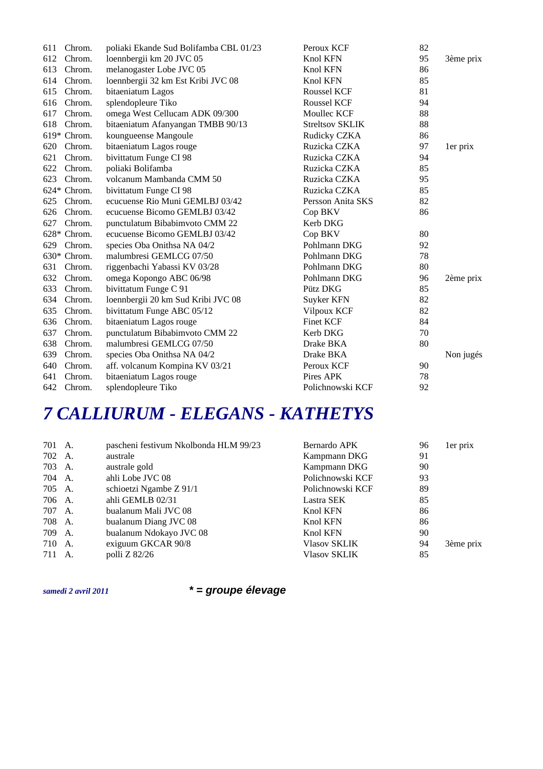| | | | | | |
|---|---|---|---|---|---|
| 611 | Chrom. | poliaki Ekande Sud Bolifamba CBL 01/23 | Peroux KCF | 82 | |
| 612 | Chrom. | loennbergii km 20 JVC 05 | Knol KFN | 95 | 3ème prix |
| 613 | Chrom. | melanogaster Lobe JVC 05 | Knol KFN | 86 | |
| 614 | Chrom. | loennbergii 32 km Est Kribi JVC 08 | Knol KFN | 85 | |
| 615 | Chrom. | bitaeniatum Lagos | Roussel KCF | 81 | |
| 616 | Chrom. | splendopleure Tiko | Roussel KCF | 94 | |
| 617 | Chrom. | omega West Cellucam ADK 09/300 | Moullec KCF | 88 | |
| 618 | Chrom. | bitaeniatum Afanyangan TMBB 90/13 | Streltsov SKLIK | 88 | |
| 619* | Chrom. | koungueense Mangoule | Rudicky CZKA | 86 | |
| 620 | Chrom. | bitaeniatum Lagos rouge | Ruzicka CZKA | 97 | 1er prix |
| 621 | Chrom. | bivittatum Funge CI 98 | Ruzicka CZKA | 94 | |
| 622 | Chrom. | poliaki Bolifamba | Ruzicka CZKA | 85 | |
| 623 | Chrom. | volcanum Mambanda CMM 50 | Ruzicka CZKA | 95 | |
| 624* | Chrom. | bivittatum Funge CI 98 | Ruzicka CZKA | 85 | |
| 625 | Chrom. | ecucuense Rio Muni GEMLBJ 03/42 | Persson Anita SKS | 82 | |
| 626 | Chrom. | ecucuense Bicomo GEMLBJ 03/42 | Cop BKV | 86 | |
| 627 | Chrom. | punctulatum Bibabimvoto CMM 22 | Kerb DKG | | |
| 628* | Chrom. | ecucuense Bicomo GEMLBJ 03/42 | Cop BKV | 80 | |
| 629 | Chrom. | species Oba Onithsa NA 04/2 | Pohlmann DKG | 92 | |
| 630* | Chrom. | malumbresi GEMLCG 07/50 | Pohlmann DKG | 78 | |
| 631 | Chrom. | riggenbachi Yabassi KV 03/28 | Pohlmann DKG | 80 | |
| 632 | Chrom. | omega Kopongo ABC 06/98 | Pohlmann DKG | 96 | 2ème prix |
| 633 | Chrom. | bivittatum Funge C 91 | Pütz DKG | 85 | |
| 634 | Chrom. | loennbergii 20 km Sud Kribi JVC 08 | Suyker KFN | 82 | |
| 635 | Chrom. | bivittatum Funge ABC 05/12 | Vilpoux KCF | 82 | |
| 636 | Chrom. | bitaeniatum Lagos rouge | Finet KCF | 84 | |
| 637 | Chrom. | punctulatum Bibabimvoto CMM 22 | Kerb DKG | 70 | |
| 638 | Chrom. | malumbresi GEMLCG 07/50 | Drake BKA | 80 | |
| 639 | Chrom. | species Oba Onithsa NA 04/2 | Drake BKA | | Non jugés |
| 640 | Chrom. | aff. volcanum Kompina KV 03/21 | Peroux KCF | 90 | |
| 641 | Chrom. | bitaeniatum Lagos rouge | Pires APK | 78 | |
| 642 | Chrom. | splendopleure Tiko | Polichnowski KCF | 92 | |

## *7 CALLIURUM - ELEGANS - KATHETYS*

| | | | | | |
|---|---|---|---|---|---|
| 701 | A. | pascheni festivum Nkolbonda HLM 99/23 | Bernardo APK | 96 | 1er prix |
| 702 | A. | australe | Kampmann DKG | 91 | |
| 703 | A. | australe gold | Kampmann DKG | 90 | |
| 704 | A. | ahli Lobe JVC 08 | Polichnowski KCF | 93 | |
| 705 | A. | schioetzi Ngambe Z 91/1 | Polichnowski KCF | 89 | |
| 706 | A. | ahli GEMLB 02/31 | Lastra SEK | 85 | |
| 707 | A. | bualanum Mali JVC 08 | Knol KFN | 86 | |
| 708 | A. | bualanum Diang JVC 08 | Knol KFN | 86 | |
| 709 | A. | bualanum Ndokayo JVC 08 | Knol KFN | 90 | |
| 710 | A. | exiguum GKCAR 90/8 | Vlasov SKLIK | 94 | 3ème prix |
| 711 | A. | polli Z 82/26 | Vlasov SKLIK | 85 | |

***\* = groupe élevage***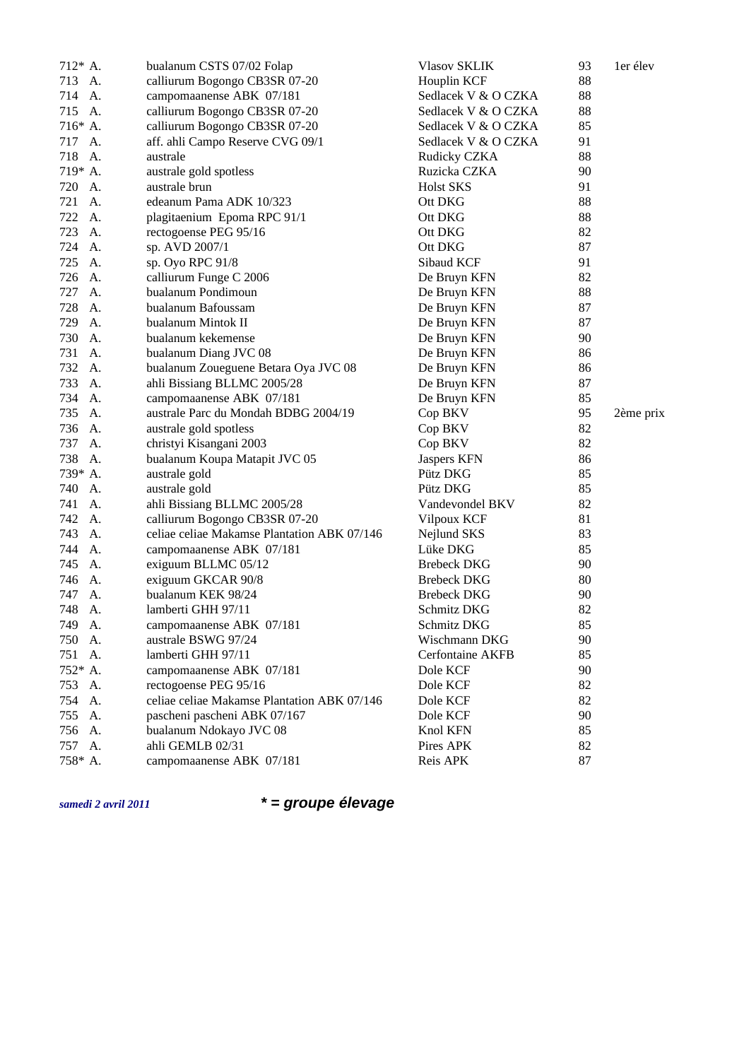| | | | | |
|---|---|---|---|---|
| 712* A. | bualanum CSTS 07/02 Folap | Vlasov SKLIK | 93 | 1er élev |
| 713 A. | calliurum Bogongo CB3SR 07-20 | Houplin KCF | 88 | |
| 714 A. | campomaanense ABK 07/181 | Sedlacek V & O CZKA | 88 | |
| 715 A. | calliurum Bogongo CB3SR 07-20 | Sedlacek V & O CZKA | 88 | |
| 716* A. | calliurum Bogongo CB3SR 07-20 | Sedlacek V & O CZKA | 85 | |
| 717 A. | aff. ahli Campo Reserve CVG 09/1 | Sedlacek V & O CZKA | 91 | |
| 718 A. | australe | Rudicky CZKA | 88 | |
| 719* A. | australe gold spotless | Ruzicka CZKA | 90 | |
| 720 A. | australe brun | Holst SKS | 91 | |
| 721 A. | edeanum Pama ADK 10/323 | Ott DKG | 88 | |
| 722 A. | plagitaenium Epoma RPC 91/1 | Ott DKG | 88 | |
| 723 A. | rectogoense PEG 95/16 | Ott DKG | 82 | |
| 724 A. | sp. AVD 2007/1 | Ott DKG | 87 | |
| 725 A. | sp. Oyo RPC 91/8 | Sibaud KCF | 91 | |
| 726 A. | calliurum Funge C 2006 | De Bruyn KFN | 82 | |
| 727 A. | bualanum Pondimoun | De Bruyn KFN | 88 | |
| 728 A. | bualanum Bafoussam | De Bruyn KFN | 87 | |
| 729 A. | bualanum Mintok II | De Bruyn KFN | 87 | |
| 730 A. | bualanum kekemense | De Bruyn KFN | 90 | |
| 731 A. | bualanum Diang JVC 08 | De Bruyn KFN | 86 | |
| 732 A. | bualanum Zoueguene Betara Oya JVC 08 | De Bruyn KFN | 86 | |
| 733 A. | ahli Bissiang BLLMC 2005/28 | De Bruyn KFN | 87 | |
| 734 A. | campomaanense ABK 07/181 | De Bruyn KFN | 85 | |
| 735 A. | australe Parc du Mondah BDBG 2004/19 | Cop BKV | 95 | 2ème prix |
| 736 A. | australe gold spotless | Cop BKV | 82 | |
| 737 A. | christyi Kisangani 2003 | Cop BKV | 82 | |
| 738 A. | bualanum Koupa Matapit JVC 05 | Jaspers KFN | 86 | |
| 739* A. | australe gold | Pütz DKG | 85 | |
| 740 A. | australe gold | Pütz DKG | 85 | |
| 741 A. | ahli Bissiang BLLMC 2005/28 | Vandevondel BKV | 82 | |
| 742 A. | calliurum Bogongo CB3SR 07-20 | Vilpoux KCF | 81 | |
| 743 A. | celiae celiae Makamse Plantation ABK 07/146 | Nejlund SKS | 83 | |
| 744 A. | campomaanense ABK 07/181 | Lüke DKG | 85 | |
| 745 A. | exiguum BLLMC 05/12 | Brebeck DKG | 90 | |
| 746 A. | exiguum GKCAR 90/8 | Brebeck DKG | 80 | |
| 747 A. | bualanum KEK 98/24 | Brebeck DKG | 90 | |
| 748 A. | lamberti GHH 97/11 | Schmitz DKG | 82 | |
| 749 A. | campomaanense ABK 07/181 | Schmitz DKG | 85 | |
| 750 A. | australe BSWG 97/24 | Wischmann DKG | 90 | |
| 751 A. | lamberti GHH 97/11 | Cerfontaine AKFB | 85 | |
| 752* A. | campomaanense ABK 07/181 | Dole KCF | 90 | |
| 753 A. | rectogoense PEG 95/16 | Dole KCF | 82 | |
| 754 A. | celiae celiae Makamse Plantation ABK 07/146 | Dole KCF | 82 | |
| 755 A. | pascheni pascheni ABK 07/167 | Dole KCF | 90 | |
| 756 A. | bualanum Ndokayo JVC 08 | Knol KFN | 85 | |
| 757 A. | ahli GEMLB 02/31 | Pires APK | 82 | |
| 758* A. | campomaanense ABK 07/181 | Reis APK | 87 | |

*samedi 2 avril 2011*

***\* = groupe élevage***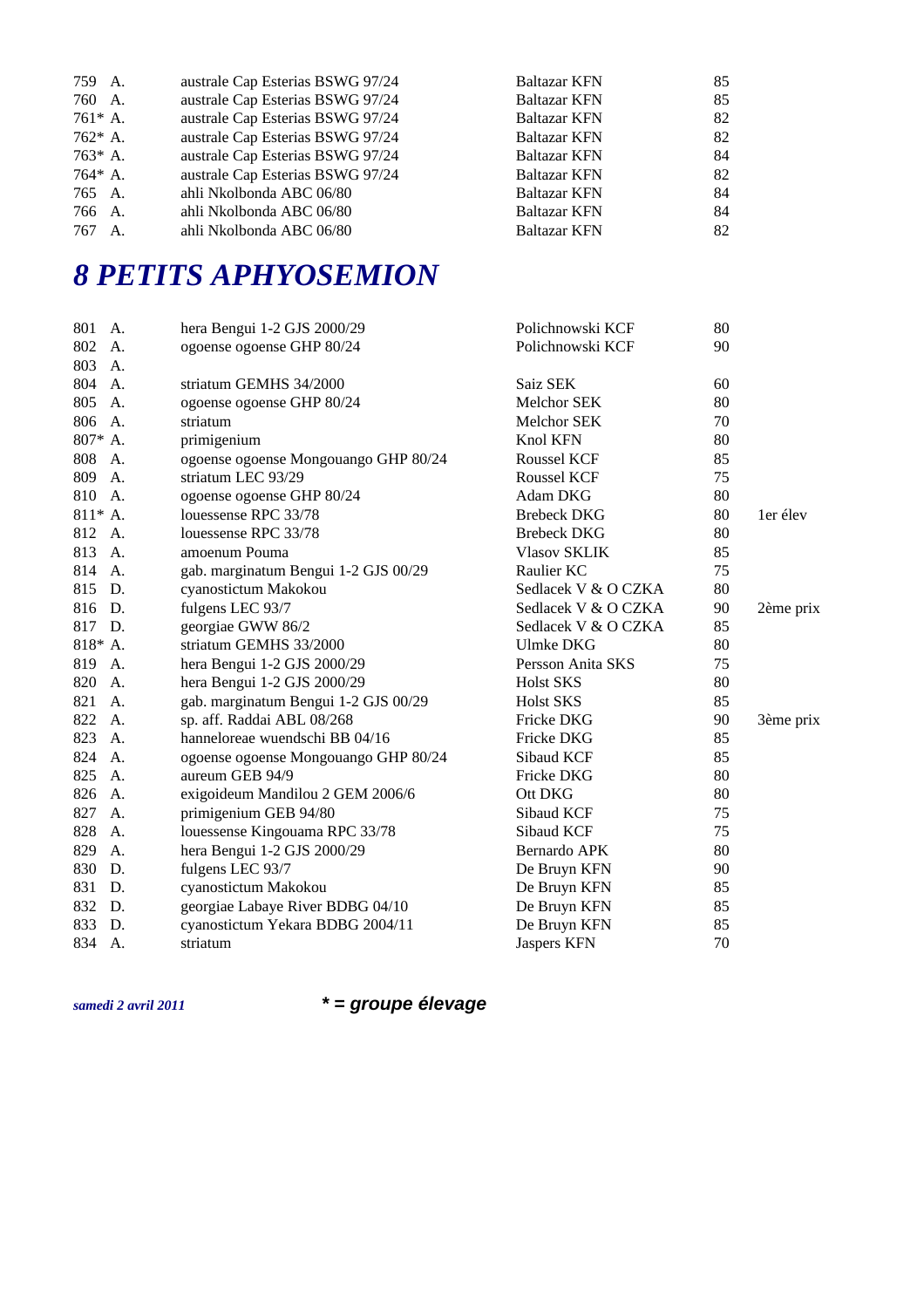| | | | | |
|---|---|---|---|---|
| 759 A. | australe Cap Esterias BSWG 97/24 | Baltazar KFN | 85 | |
| 760 A. | australe Cap Esterias BSWG 97/24 | Baltazar KFN | 85 | |
| 761* A. | australe Cap Esterias BSWG 97/24 | Baltazar KFN | 82 | |
| 762* A. | australe Cap Esterias BSWG 97/24 | Baltazar KFN | 82 | |
| 763* A. | australe Cap Esterias BSWG 97/24 | Baltazar KFN | 84 | |
| 764* A. | australe Cap Esterias BSWG 97/24 | Baltazar KFN | 82 | |
| 765 A. | ahli Nkolbonda ABC 06/80 | Baltazar KFN | 84 | |
| 766 A. | ahli Nkolbonda ABC 06/80 | Baltazar KFN | 84 | |
| 767 A. | ahli Nkolbonda ABC 06/80 | Baltazar KFN | 82 | |

# *8 PETITS APHYOSEMION*

| | | | | |
|---|---|---|---|---|
| 801 A. | hera Bengui 1-2 GJS 2000/29 | Polichnowski KCF | 80 | |
| 802 A. | ogoense ogoense GHP 80/24 | Polichnowski KCF | 90 | |
| 803 A. | | | | |
| 804 A. | striatum GEMHS 34/2000 | Saiz SEK | 60 | |
| 805 A. | ogoense ogoense GHP 80/24 | Melchor SEK | 80 | |
| 806 A. | striatum | Melchor SEK | 70 | |
| 807* A. | primigenium | Knol KFN | 80 | |
| 808 A. | ogoense ogoense Mongouango GHP 80/24 | Roussel KCF | 85 | |
| 809 A. | striatum LEC 93/29 | Roussel KCF | 75 | |
| 810 A. | ogoense ogoense GHP 80/24 | Adam DKG | 80 | |
| 811* A. | louessense RPC 33/78 | Brebeck DKG | 80 | 1er élev |
| 812 A. | louessense RPC 33/78 | Brebeck DKG | 80 | |
| 813 A. | amoenum Pouma | Vlasov SKLIK | 85 | |
| 814 A. | gab. marginatum Bengui 1-2 GJS 00/29 | Raulier KC | 75 | |
| 815 D. | cyanostictum Makokou | Sedlacek V & O CZKA | 80 | |
| 816 D. | fulgens LEC 93/7 | Sedlacek V & O CZKA | 90 | 2ème prix |
| 817 D. | georgiae GWW 86/2 | Sedlacek V & O CZKA | 85 | |
| 818* A. | striatum GEMHS 33/2000 | Ulmke DKG | 80 | |
| 819 A. | hera Bengui 1-2 GJS 2000/29 | Persson Anita SKS | 75 | |
| 820 A. | hera Bengui 1-2 GJS 2000/29 | Holst SKS | 80 | |
| 821 A. | gab. marginatum Bengui 1-2 GJS 00/29 | Holst SKS | 85 | |
| 822 A. | sp. aff. Raddai ABL 08/268 | Fricke DKG | 90 | 3ème prix |
| 823 A. | hanneloreae wuendschi BB 04/16 | Fricke DKG | 85 | |
| 824 A. | ogoense ogoense Mongouango GHP 80/24 | Sibaud KCF | 85 | |
| 825 A. | aureum GEB 94/9 | Fricke DKG | 80 | |
| 826 A. | exigoideum Mandilou 2 GEM 2006/6 | Ott DKG | 80 | |
| 827 A. | primigenium GEB 94/80 | Sibaud KCF | 75 | |
| 828 A. | louessense Kingouama RPC 33/78 | Sibaud KCF | 75 | |
| 829 A. | hera Bengui 1-2 GJS 2000/29 | Bernardo APK | 80 | |
| 830 D. | fulgens LEC 93/7 | De Bruyn KFN | 90 | |
| 831 D. | cyanostictum Makokou | De Bruyn KFN | 85 | |
| 832 D. | georgiae Labaye River BDBG 04/10 | De Bruyn KFN | 85 | |
| 833 D. | cyanostictum Yekara BDBG 2004/11 | De Bruyn KFN | 85 | |
| 834 A. | striatum | Jaspers KFN | 70 | |

***samedi 2 avril 2011*** ***\* = groupe élevage***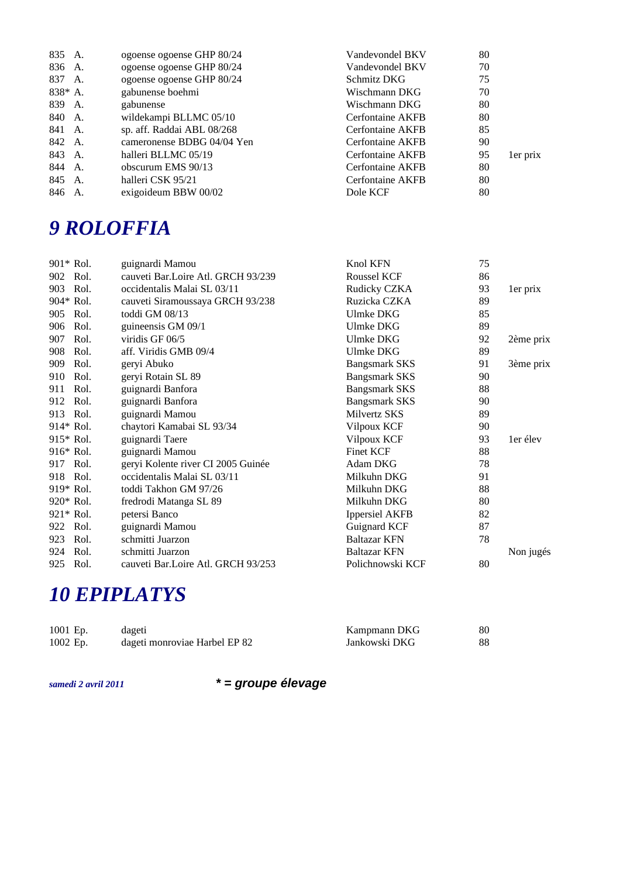| | | | | |
|---|---|---|---|---|
| 835 A. | ogoense ogoense GHP 80/24 | Vandevondel BKV | 80 | |
| 836 A. | ogoense ogoense GHP 80/24 | Vandevondel BKV | 70 | |
| 837 A. | ogoense ogoense GHP 80/24 | Schmitz DKG | 75 | |
| 838* A. | gabunense boehmi | Wischmann DKG | 70 | |
| 839 A. | gabunense | Wischmann DKG | 80 | |
| 840 A. | wildekampi BLLMC 05/10 | Cerfontaine AKFB | 80 | |
| 841 A. | sp. aff. Raddai ABL 08/268 | Cerfontaine AKFB | 85 | |
| 842 A. | cameronense BDBG 04/04 Yen | Cerfontaine AKFB | 90 | |
| 843 A. | halleri BLLMC 05/19 | Cerfontaine AKFB | 95 | 1er prix |
| 844 A. | obscurum EMS 90/13 | Cerfontaine AKFB | 80 | |
| 845 A. | halleri CSK 95/21 | Cerfontaine AKFB | 80 | |
| 846 A. | exigoideum BBW 00/02 | Dole KCF | 80 | |

# 9 ROLOFFIA

| | | | | |
|---|---|---|---|---|
| 901* Rol. | guignardi Mamou | Knol KFN | 75 | |
| 902 Rol. | cauveti Bar.Loire Atl. GRCH 93/239 | Roussel KCF | 86 | |
| 903 Rol. | occidentalis Malai SL 03/11 | Rudicky CZKA | 93 | 1er prix |
| 904* Rol. | cauveti Siramoussaya GRCH 93/238 | Ruzicka CZKA | 89 | |
| 905 Rol. | toddi GM 08/13 | Ulmke DKG | 85 | |
| 906 Rol. | guineensis GM 09/1 | Ulmke DKG | 89 | |
| 907 Rol. | viridis GF 06/5 | Ulmke DKG | 92 | 2ème prix |
| 908 Rol. | aff. Viridis GMB 09/4 | Ulmke DKG | 89 | |
| 909 Rol. | geryi Abuko | Bangsmark SKS | 91 | 3ème prix |
| 910 Rol. | geryi Rotain SL 89 | Bangsmark SKS | 90 | |
| 911 Rol. | guignardi Banfora | Bangsmark SKS | 88 | |
| 912 Rol. | guignardi Banfora | Bangsmark SKS | 90 | |
| 913 Rol. | guignardi Mamou | Milvertz SKS | 89 | |
| 914* Rol. | chaytori Kamabai SL 93/34 | Vilpoux KCF | 90 | |
| 915* Rol. | guignardi Taere | Vilpoux KCF | 93 | 1er élev |
| 916* Rol. | guignardi Mamou | Finet KCF | 88 | |
| 917 Rol. | geryi Kolente river CI 2005 Guinée | Adam DKG | 78 | |
| 918 Rol. | occidentalis Malai SL 03/11 | Milkuhn DKG | 91 | |
| 919* Rol. | toddi Takhon GM 97/26 | Milkuhn DKG | 88 | |
| 920* Rol. | fredrodi Matanga SL 89 | Milkuhn DKG | 80 | |
| 921* Rol. | petersi Banco | Ippersiel AKFB | 82 | |
| 922 Rol. | guignardi Mamou | Guignard KCF | 87 | |
| 923 Rol. | schmitti Juarzon | Baltazar KFN | 78 | |
| 924 Rol. | schmitti Juarzon | Baltazar KFN | | Non jugés |
| 925 Rol. | cauveti Bar.Loire Atl. GRCH 93/253 | Polichnowski KCF | 80 | |

# 10 EPIPLATYS

| | | | |
|---|---|---|---|
| 1001 Ep. | dageti | Kampmann DKG | 80 |
| 1002 Ep. | dageti monroviae Harbel EP 82 | Jankowski DKG | 88 |

*samedi 2 avril 2011* ***\* = groupe élevage***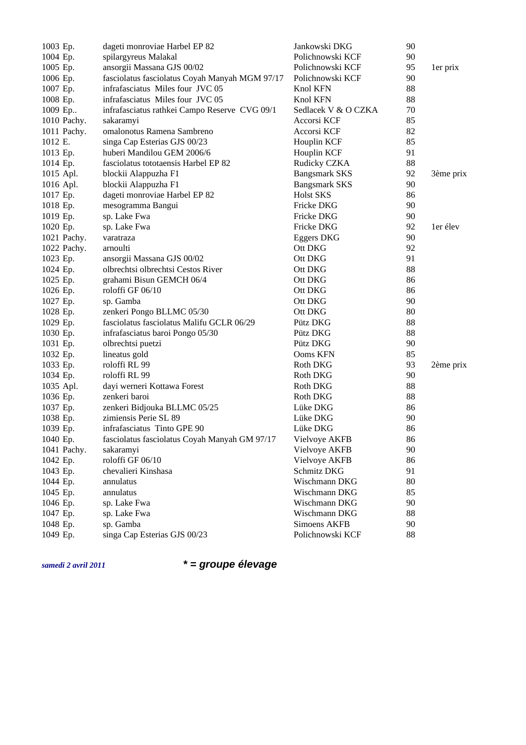| | | | | |
|---|---|---|---|---|
| 1003 Ep. | dageti monroviae Harbel EP 82 | Jankowski DKG | 90 | |
| 1004 Ep. | spilargyreus Malakal | Polichnowski KCF | 90 | |
| 1005 Ep. | ansorgii Massana GJS 00/02 | Polichnowski KCF | 95 | 1er prix |
| 1006 Ep. | fasciolatus fasciolatus Coyah Manyah MGM 97/17 | Polichnowski KCF | 90 | |
| 1007 Ep. | infrafasciatus Miles four JVC 05 | Knol KFN | 88 | |
| 1008 Ep. | infrafasciatus Miles four JVC 05 | Knol KFN | 88 | |
| 1009 Ep.. | infrafasciatus rathkei Campo Reserve CVG 09/1 | Sedlacek V & O CZKA | 70 | |
| 1010 Pachy. | sakaramyi | Accorsi KCF | 85 | |
| 1011 Pachy. | omalonotus Ramena Sambreno | Accorsi KCF | 82 | |
| 1012 E. | singa Cap Esterias GJS 00/23 | Houplin KCF | 85 | |
| 1013 Ep. | huberi Mandilou GEM 2006/6 | Houplin KCF | 91 | |
| 1014 Ep. | fasciolatus tototaensis Harbel EP 82 | Rudicky CZKA | 88 | |
| 1015 Apl. | blockii Alappuzha F1 | Bangsmark SKS | 92 | 3ème prix |
| 1016 Apl. | blockii Alappuzha F1 | Bangsmark SKS | 90 | |
| 1017 Ep. | dageti monroviae Harbel EP 82 | Holst SKS | 86 | |
| 1018 Ep. | mesogramma Bangui | Fricke DKG | 90 | |
| 1019 Ep. | sp. Lake Fwa | Fricke DKG | 90 | |
| 1020 Ep. | sp. Lake Fwa | Fricke DKG | 92 | 1er élev |
| 1021 Pachy. | varatraza | Eggers DKG | 90 | |
| 1022 Pachy. | arnoulti | Ott DKG | 92 | |
| 1023 Ep. | ansorgii Massana GJS 00/02 | Ott DKG | 91 | |
| 1024 Ep. | olbrechtsi olbrechtsi Cestos River | Ott DKG | 88 | |
| 1025 Ep. | grahami Bisun GEMCH 06/4 | Ott DKG | 86 | |
| 1026 Ep. | roloffi GF 06/10 | Ott DKG | 86 | |
| 1027 Ep. | sp. Gamba | Ott DKG | 90 | |
| 1028 Ep. | zenkeri Pongo BLLMC 05/30 | Ott DKG | 80 | |
| 1029 Ep. | fasciolatus fasciolatus Malifu GCLR 06/29 | Pütz DKG | 88 | |
| 1030 Ep. | infrafasciatus baroi Pongo 05/30 | Pütz DKG | 88 | |
| 1031 Ep. | olbrechtsi puetzi | Pütz DKG | 90 | |
| 1032 Ep. | lineatus gold | Ooms KFN | 85 | |
| 1033 Ep. | roloffi RL 99 | Roth DKG | 93 | 2ème prix |
| 1034 Ep. | roloffi RL 99 | Roth DKG | 90 | |
| 1035 Apl. | dayi werneri Kottawa Forest | Roth DKG | 88 | |
| 1036 Ep. | zenkeri baroi | Roth DKG | 88 | |
| 1037 Ep. | zenkeri Bidjouka BLLMC 05/25 | Lüke DKG | 86 | |
| 1038 Ep. | zimiensis Perie SL 89 | Lüke DKG | 90 | |
| 1039 Ep. | infrafasciatus Tinto GPE 90 | Lüke DKG | 86 | |
| 1040 Ep. | fasciolatus fasciolatus Coyah Manyah GM 97/17 | Vielvoye AKFB | 86 | |
| 1041 Pachy. | sakaramyi | Vielvoye AKFB | 90 | |
| 1042 Ep. | roloffi GF 06/10 | Vielvoye AKFB | 86 | |
| 1043 Ep. | chevalieri Kinshasa | Schmitz DKG | 91 | |
| 1044 Ep. | annulatus | Wischmann DKG | 80 | |
| 1045 Ep. | annulatus | Wischmann DKG | 85 | |
| 1046 Ep. | sp. Lake Fwa | Wischmann DKG | 90 | |
| 1047 Ep. | sp. Lake Fwa | Wischmann DKG | 88 | |
| 1048 Ep. | sp. Gamba | Simoens AKFB | 90 | |
| 1049 Ep. | singa Cap Esterias GJS 00/23 | Polichnowski KCF | 88 | |

***samedi 2 avril 2011*** ***\* = groupe élevage***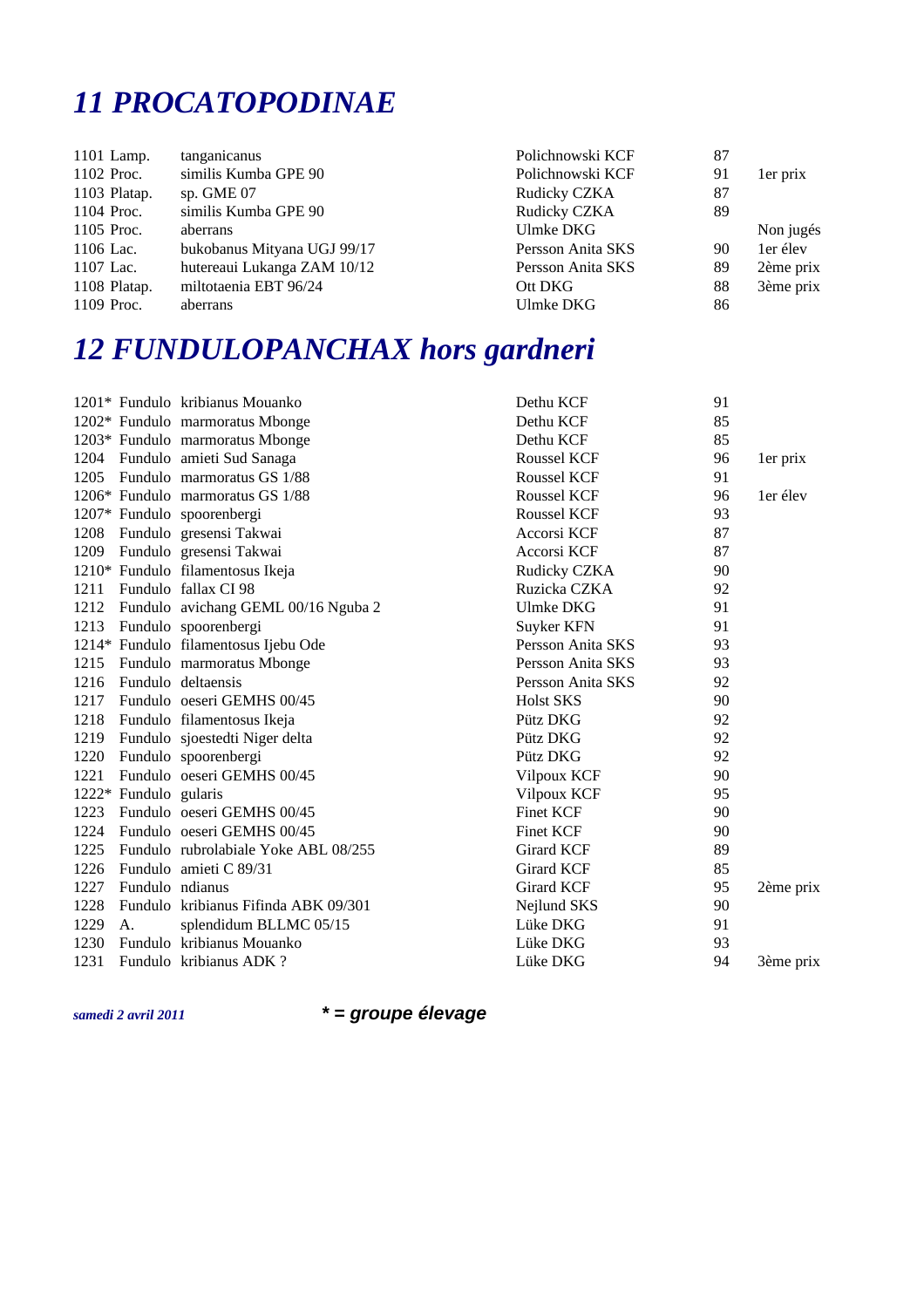# 11 PROCATOPODINAE

| | | | | |
|---|---|---|---|---|
| 1101 Lamp. | tanganicanus | Polichnowski KCF | 87 | |
| 1102 Proc. | similis Kumba GPE 90 | Polichnowski KCF | 91 | 1er prix |
| 1103 Platap. | sp. GME 07 | Rudicky CZKA | 87 | |
| 1104 Proc. | similis Kumba GPE 90 | Rudicky CZKA | 89 | |
| 1105 Proc. | aberrans | Ulmke DKG | | Non jugés |
| 1106 Lac. | bukobanus Mityana UGJ 99/17 | Persson Anita SKS | 90 | 1er élev |
| 1107 Lac. | hutereaui Lukanga ZAM 10/12 | Persson Anita SKS | 89 | 2ème prix |
| 1108 Platap. | miltotaenia EBT 96/24 | Ott DKG | 88 | 3ème prix |
| 1109 Proc. | aberrans | Ulmke DKG | 86 | |

# 12 FUNDULOPANCHAX hors gardneri

| | | | | | |
|---|---|---|---|---|---|
| 1201* | Fundulo | kribianus Mouanko | Dethu KCF | 91 | |
| 1202* | Fundulo | marmoratus Mbonge | Dethu KCF | 85 | |
| 1203* | Fundulo | marmoratus Mbonge | Dethu KCF | 85 | |
| 1204 | Fundulo | amieti Sud Sanaga | Roussel KCF | 96 | 1er prix |
| 1205 | Fundulo | marmoratus GS 1/88 | Roussel KCF | 91 | |
| 1206* | Fundulo | marmoratus GS 1/88 | Roussel KCF | 96 | 1er élev |
| 1207* | Fundulo | spoorenbergi | Roussel KCF | 93 | |
| 1208 | Fundulo | gresensi Takwai | Accorsi KCF | 87 | |
| 1209 | Fundulo | gresensi Takwai | Accorsi KCF | 87 | |
| 1210* | Fundulo | filamentosus Ikeja | Rudicky CZKA | 90 | |
| 1211 | Fundulo | fallax CI 98 | Ruzicka CZKA | 92 | |
| 1212 | Fundulo | avichang GEML 00/16 Nguba 2 | Ulmke DKG | 91 | |
| 1213 | Fundulo | spoorenbergi | Suyker KFN | 91 | |
| 1214* | Fundulo | filamentosus Ijebu Ode | Persson Anita SKS | 93 | |
| 1215 | Fundulo | marmoratus Mbonge | Persson Anita SKS | 93 | |
| 1216 | Fundulo | deltaensis | Persson Anita SKS | 92 | |
| 1217 | Fundulo | oeseri GEMHS 00/45 | Holst SKS | 90 | |
| 1218 | Fundulo | filamentosus Ikeja | Pütz DKG | 92 | |
| 1219 | Fundulo | sjoestedti Niger delta | Pütz DKG | 92 | |
| 1220 | Fundulo | spoorenbergi | Pütz DKG | 92 | |
| 1221 | Fundulo | oeseri GEMHS 00/45 | Vilpoux KCF | 90 | |
| 1222* | Fundulo | gularis | Vilpoux KCF | 95 | |
| 1223 | Fundulo | oeseri GEMHS 00/45 | Finet KCF | 90 | |
| 1224 | Fundulo | oeseri GEMHS 00/45 | Finet KCF | 90 | |
| 1225 | Fundulo | rubrolabiale Yoke ABL 08/255 | Girard KCF | 89 | |
| 1226 | Fundulo | amieti C 89/31 | Girard KCF | 85 | |
| 1227 | Fundulo | ndianus | Girard KCF | 95 | 2ème prix |
| 1228 | Fundulo | kribianus Fifinda ABK 09/301 | Nejlund SKS | 90 | |
| 1229 | A. | splendidum BLLMC 05/15 | Lüke DKG | 91 | |
| 1230 | Fundulo | kribianus Mouanko | Lüke DKG | 93 | |
| 1231 | Fundulo | kribianus ADK ? | Lüke DKG | 94 | 3ème prix |

***samedi 2 avril 2011*** ***\* = groupe élevage***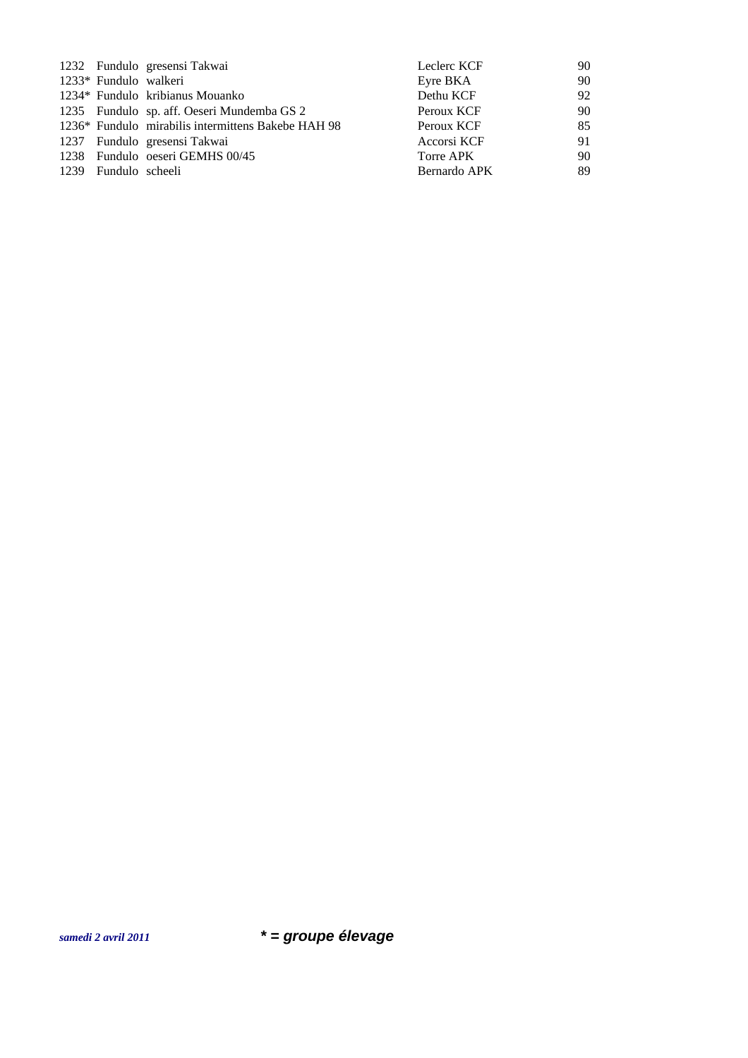| | | | | |
|---|---|---|---|---|
| 1232 | Fundulo | gresensi Takwai | Leclerc KCF | 90 |
| 1233* | Fundulo | walkeri | Eyre BKA | 90 |
| 1234* | Fundulo | kribianus Mouanko | Dethu KCF | 92 |
| 1235 | Fundulo | sp. aff. Oeseri Mundemba GS 2 | Peroux KCF | 90 |
| 1236* | Fundulo | mirabilis intermittens Bakebe HAH 98 | Peroux KCF | 85 |
| 1237 | Fundulo | gresensi Takwai | Accorsi KCF | 91 |
| 1238 | Fundulo | oeseri GEMHS 00/45 | Torre APK | 90 |
| 1239 | Fundulo | scheeli | Bernardo APK | 89 |

*samedi 2 avril 2011*

***\* = groupe élevage***